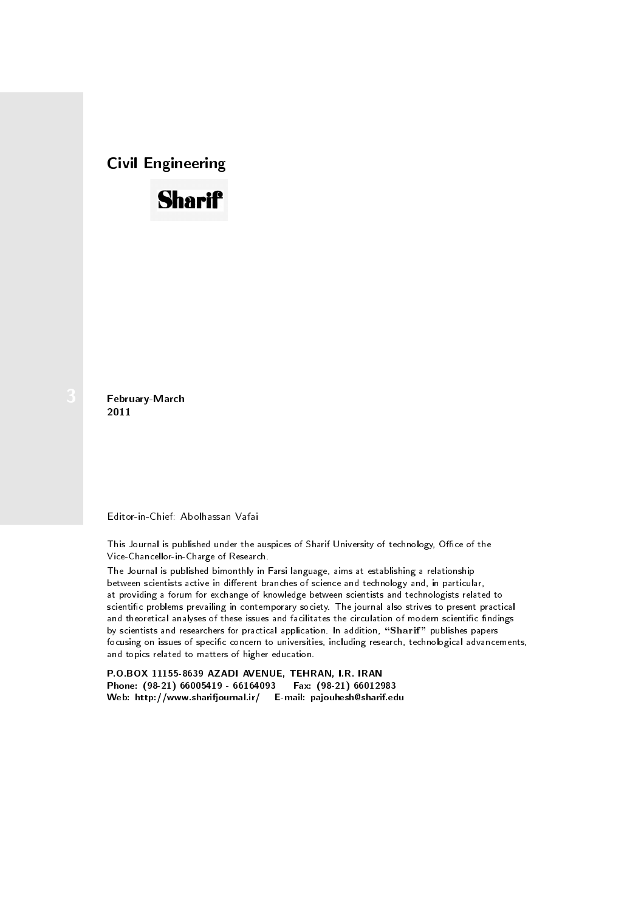## Civil Engineering

**Sharif**

**3**

**February-March**
**2011**

Editor-in-Chief: Abolhassan Vafai

This Journal is published under the auspices of Sharif University of technology, Office of the Vice-Chancellor-in-Charge of Research.

The Journal is published bimonthly in Farsi language, aims at establishing a relationship between scientists active in different branches of science and technology and, in particular, at providing a forum for exchange of knowledge between scientists and technologists related to scientific problems prevailing in contemporary society. The journal also strives to present practical and theoretical analyses of these issues and facilitates the circulation of modern scientific findings by scientists and researchers for practical application. In addition, "Sharif" publishes papers focusing on issues of specific concern to universities, including research, technological advancements, and topics related to matters of higher education.

**P.O.BOX 11155-8639 AZADI AVENUE, TEHRAN, I.R. IRAN**
**Phone: (98-21) 66005419 - 66164093 Fax: (98-21) 66012983**
**Web: http://www.sharifjournal.ir/ E-mail: pajouhesh@sharif.edu**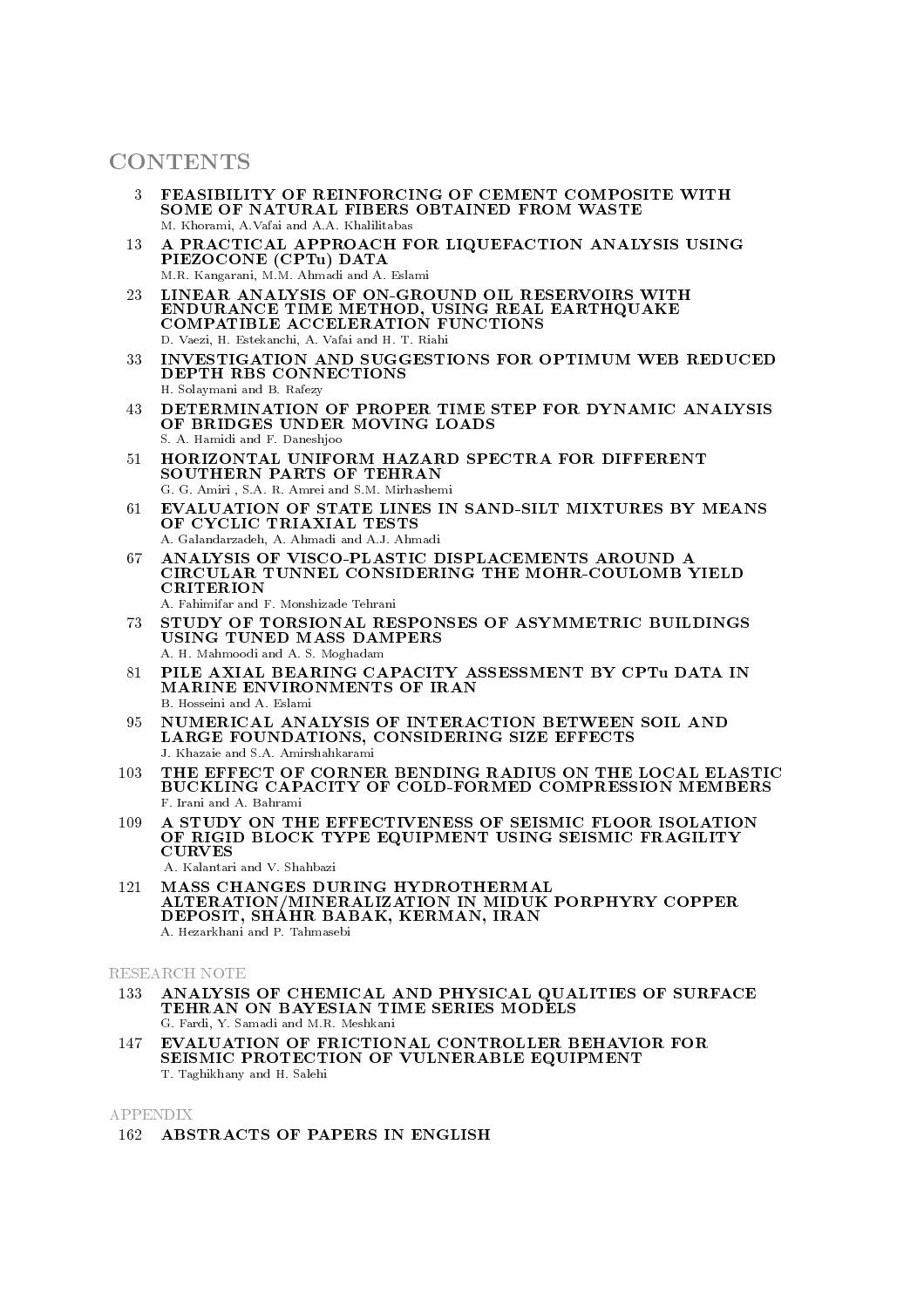# CONTENTS

3 **FEASIBILITY OF REINFORCING OF CEMENT COMPOSITE WITH SOME OF NATURAL FIBERS OBTAINED FROM WASTE**
M. Khorami, A.Vafai and A.A. Khalilitabas

13 **A PRACTICAL APPROACH FOR LIQUEFACTION ANALYSIS USING PIEZOCONE (CPTu) DATA**
M.R. Kangarani, M.M. Ahmadi and A. Eslami

23 **LINEAR ANALYSIS OF ON-GROUND OIL RESERVOIRS WITH ENDURANCE TIME METHOD, USING REAL EARTHQUAKE COMPATIBLE ACCELERATION FUNCTIONS**
D. Vaezi, H. Estekanchi, A. Vafai and H. T. Riahi

33 **INVESTIGATION AND SUGGESTIONS FOR OPTIMUM WEB REDUCED DEPTH RBS CONNECTIONS**
H. Solaymani and B. Rafezy

43 **DETERMINATION OF PROPER TIME STEP FOR DYNAMIC ANALYSIS OF BRIDGES UNDER MOVING LOADS**
S. A. Hamidi and F. Daneshjoo

51 **HORIZONTAL UNIFORM HAZARD SPECTRA FOR DIFFERENT SOUTHERN PARTS OF TEHRAN**
G. G. Amiri , S.A. R. Amrei and S.M. Mirhashemi

61 **EVALUATION OF STATE LINES IN SAND-SILT MIXTURES BY MEANS OF CYCLIC TRIAXIAL TESTS**
A. Galandarzadeh, A. Ahmadi and A.J. Ahmadi

67 **ANALYSIS OF VISCO-PLASTIC DISPLACEMENTS AROUND A CIRCULAR TUNNEL CONSIDERING THE MOHR-COULOMB YIELD CRITERION**
A. Fahimifar and F. Monshizade Tehrani

73 **STUDY OF TORSIONAL RESPONSES OF ASYMMETRIC BUILDINGS USING TUNED MASS DAMPERS**
A. H. Mahmoodi and A. S. Moghadam

81 **PILE AXIAL BEARING CAPACITY ASSESSMENT BY CPTu DATA IN MARINE ENVIRONMENTS OF IRAN**
B. Hosseini and A. Eslami

95 **NUMERICAL ANALYSIS OF INTERACTION BETWEEN SOIL AND LARGE FOUNDATIONS, CONSIDERING SIZE EFFECTS**
J. Khazaie and S.A. Amirshahkarami

103 **THE EFFECT OF CORNER BENDING RADIUS ON THE LOCAL ELASTIC BUCKLING CAPACITY OF COLD-FORMED COMPRESSION MEMBERS**
F. Irani and A. Bahrami

109 **A STUDY ON THE EFFECTIVENESS OF SEISMIC FLOOR ISOLATION OF RIGID BLOCK TYPE EQUIPMENT USING SEISMIC FRAGILITY CURVES**
A. Kalantari and V. Shahbazi

121 **MASS CHANGES DURING HYDROTHERMAL ALTERATION/MINERALIZATION IN MIDUK PORPHYRY COPPER DEPOSIT, SHAHR BABAK, KERMAN, IRAN**
A. Hezarkhani and P. Tahmasebi

## RESEARCH NOTE

133 **ANALYSIS OF CHEMICAL AND PHYSICAL QUALITIES OF SURFACE TEHRAN ON BAYESIAN TIME SERIES MODELS**
G. Fardi, Y. Samadi and M.R. Meshkani

147 **EVALUATION OF FRICTIONAL CONTROLLER BEHAVIOR FOR SEISMIC PROTECTION OF VULNERABLE EQUIPMENT**
T. Taghikhany and H. Salehi

## APPENDIX

162 **ABSTRACTS OF PAPERS IN ENGLISH**